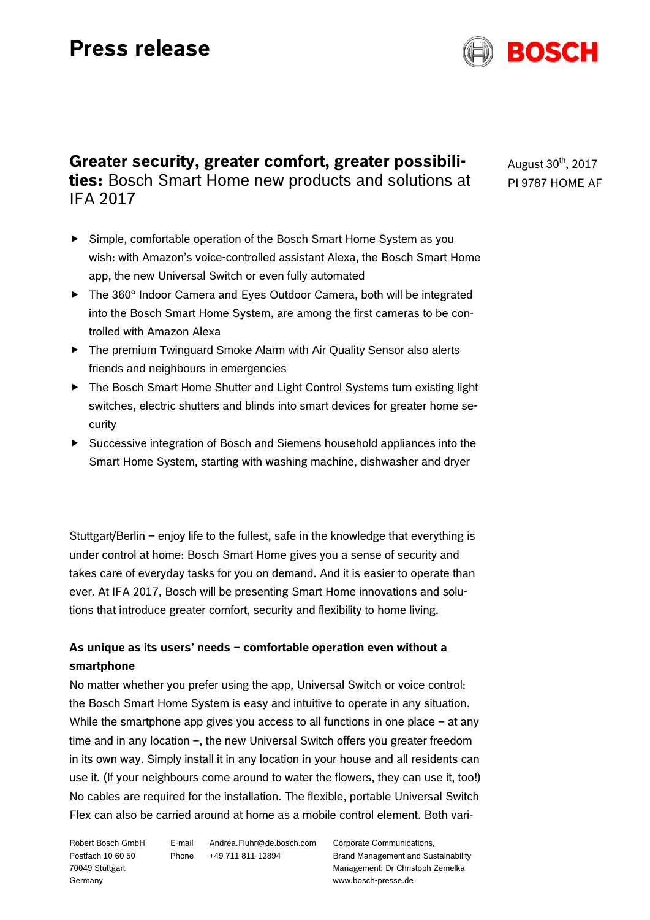# Press release

August 30th, 2017
PI 9787 HOME AF

## **Greater security, greater comfort, greater possibilities:** Bosch Smart Home new products and solutions at IFA 2017

- Simple, comfortable operation of the Bosch Smart Home System as you wish: with Amazon's voice-controlled assistant Alexa, the Bosch Smart Home app, the new Universal Switch or even fully automated
- The 360° Indoor Camera and Eyes Outdoor Camera, both will be integrated into the Bosch Smart Home System, are among the first cameras to be controlled with Amazon Alexa
- The premium Twinguard Smoke Alarm with Air Quality Sensor also alerts friends and neighbours in emergencies
- The Bosch Smart Home Shutter and Light Control Systems turn existing light switches, electric shutters and blinds into smart devices for greater home security
- Successive integration of Bosch and Siemens household appliances into the Smart Home System, starting with washing machine, dishwasher and dryer

Stuttgart/Berlin – enjoy life to the fullest, safe in the knowledge that everything is under control at home: Bosch Smart Home gives you a sense of security and takes care of everyday tasks for you on demand. And it is easier to operate than ever. At IFA 2017, Bosch will be presenting Smart Home innovations and solutions that introduce greater comfort, security and flexibility to home living.

**As unique as its users' needs – comfortable operation even without a smartphone**

No matter whether you prefer using the app, Universal Switch or voice control: the Bosch Smart Home System is easy and intuitive to operate in any situation. While the smartphone app gives you access to all functions in one place – at any time and in any location –, the new Universal Switch offers you greater freedom in its own way. Simply install it in any location in your house and all residents can use it. (If your neighbours come around to water the flowers, they can use it, too!) No cables are required for the installation. The flexible, portable Universal Switch Flex can also be carried around at home as a mobile control element. Both vari-

Robert Bosch GmbH
Postfach 10 60 50
70049 Stuttgart
Germany

E-mail Andrea.Fluhr@de.bosch.com
Phone +49 711 811-12894

Corporate Communications,
Brand Management and Sustainability
Management: Dr Christoph Zemelka
www.bosch-presse.de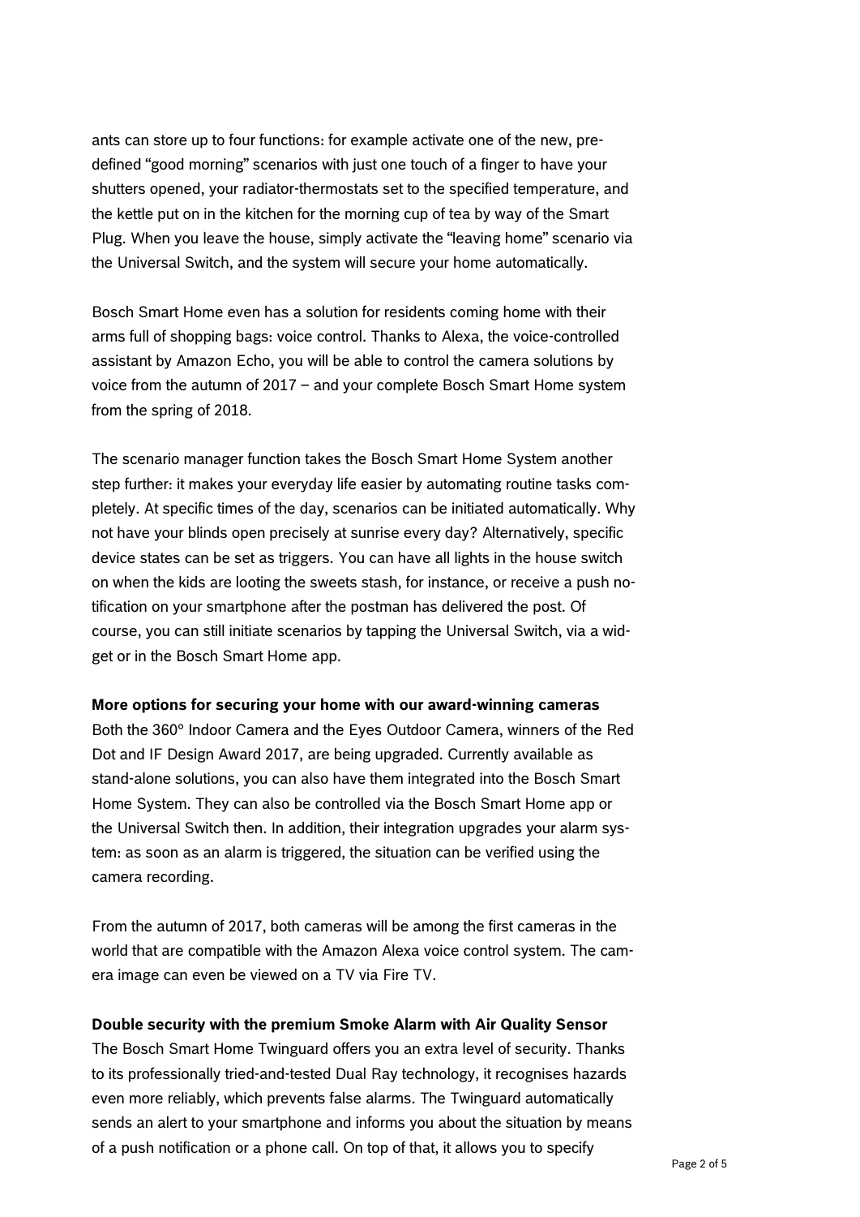ants can store up to four functions: for example activate one of the new, pre-defined “good morning” scenarios with just one touch of a finger to have your shutters opened, your radiator-thermostats set to the specified temperature, and the kettle put on in the kitchen for the morning cup of tea by way of the Smart Plug. When you leave the house, simply activate the “leaving home” scenario via the Universal Switch, and the system will secure your home automatically.

Bosch Smart Home even has a solution for residents coming home with their arms full of shopping bags: voice control. Thanks to Alexa, the voice-controlled assistant by Amazon Echo, you will be able to control the camera solutions by voice from the autumn of 2017 – and your complete Bosch Smart Home system from the spring of 2018.

The scenario manager function takes the Bosch Smart Home System another step further: it makes your everyday life easier by automating routine tasks completely. At specific times of the day, scenarios can be initiated automatically. Why not have your blinds open precisely at sunrise every day? Alternatively, specific device states can be set as triggers. You can have all lights in the house switch on when the kids are looting the sweets stash, for instance, or receive a push notification on your smartphone after the postman has delivered the post. Of course, you can still initiate scenarios by tapping the Universal Switch, via a widget or in the Bosch Smart Home app.

**More options for securing your home with our award-winning cameras**
Both the 360° Indoor Camera and the Eyes Outdoor Camera, winners of the Red Dot and IF Design Award 2017, are being upgraded. Currently available as stand-alone solutions, you can also have them integrated into the Bosch Smart Home System. They can also be controlled via the Bosch Smart Home app or the Universal Switch then. In addition, their integration upgrades your alarm system: as soon as an alarm is triggered, the situation can be verified using the camera recording.

From the autumn of 2017, both cameras will be among the first cameras in the world that are compatible with the Amazon Alexa voice control system. The camera image can even be viewed on a TV via Fire TV.

**Double security with the premium Smoke Alarm with Air Quality Sensor**
The Bosch Smart Home Twinguard offers you an extra level of security. Thanks to its professionally tried-and-tested Dual Ray technology, it recognises hazards even more reliably, which prevents false alarms. The Twinguard automatically sends an alert to your smartphone and informs you about the situation by means of a push notification or a phone call. On top of that, it allows you to specify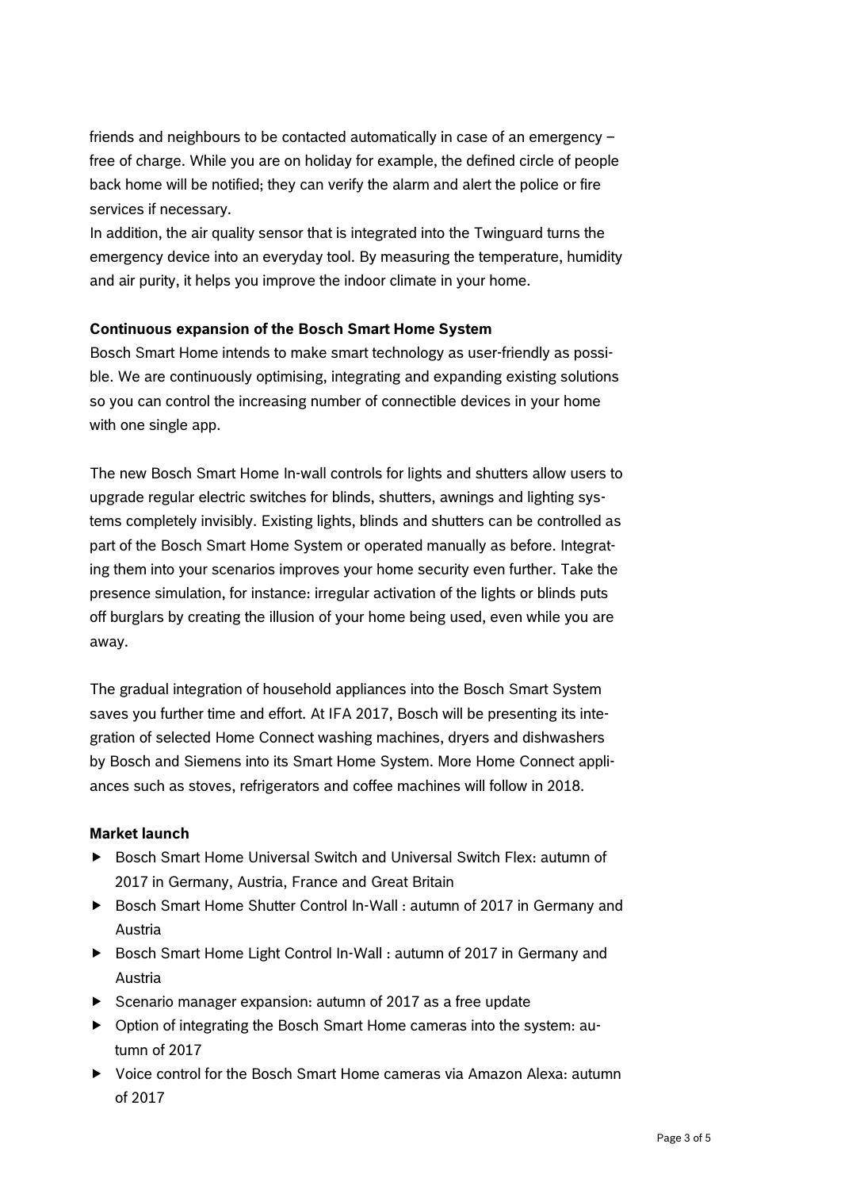friends and neighbours to be contacted automatically in case of an emergency – free of charge. While you are on holiday for example, the defined circle of people back home will be notified; they can verify the alarm and alert the police or fire services if necessary.
In addition, the air quality sensor that is integrated into the Twinguard turns the emergency device into an everyday tool. By measuring the temperature, humidity and air purity, it helps you improve the indoor climate in your home.

**Continuous expansion of the Bosch Smart Home System**
Bosch Smart Home intends to make smart technology as user-friendly as possible. We are continuously optimising, integrating and expanding existing solutions so you can control the increasing number of connectible devices in your home with one single app.

The new Bosch Smart Home In-wall controls for lights and shutters allow users to upgrade regular electric switches for blinds, shutters, awnings and lighting systems completely invisibly. Existing lights, blinds and shutters can be controlled as part of the Bosch Smart Home System or operated manually as before. Integrating them into your scenarios improves your home security even further. Take the presence simulation, for instance: irregular activation of the lights or blinds puts off burglars by creating the illusion of your home being used, even while you are away.

The gradual integration of household appliances into the Bosch Smart System saves you further time and effort. At IFA 2017, Bosch will be presenting its integration of selected Home Connect washing machines, dryers and dishwashers by Bosch and Siemens into its Smart Home System. More Home Connect appliances such as stoves, refrigerators and coffee machines will follow in 2018.

**Market launch**

- Bosch Smart Home Universal Switch and Universal Switch Flex: autumn of 2017 in Germany, Austria, France and Great Britain
- Bosch Smart Home Shutter Control In-Wall : autumn of 2017 in Germany and Austria
- Bosch Smart Home Light Control In-Wall : autumn of 2017 in Germany and Austria
- Scenario manager expansion: autumn of 2017 as a free update
- Option of integrating the Bosch Smart Home cameras into the system: autumn of 2017
- Voice control for the Bosch Smart Home cameras via Amazon Alexa: autumn of 2017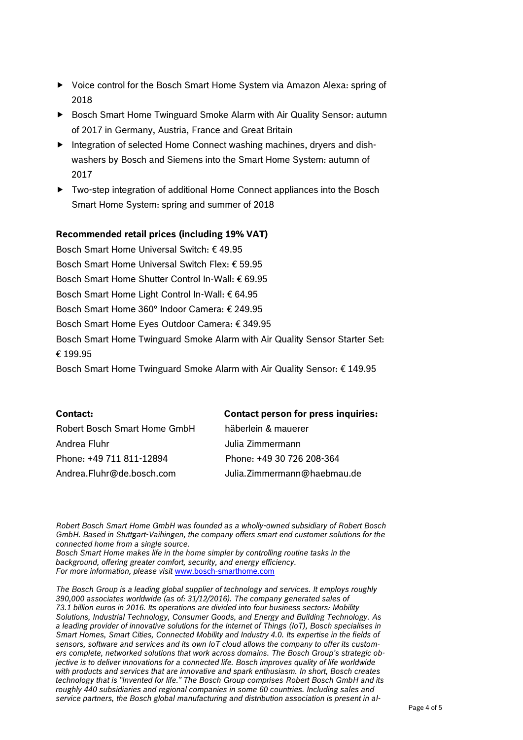- Voice control for the Bosch Smart Home System via Amazon Alexa: spring of 2018
- Bosch Smart Home Twinguard Smoke Alarm with Air Quality Sensor: autumn of 2017 in Germany, Austria, France and Great Britain
- Integration of selected Home Connect washing machines, dryers and dishwashers by Bosch and Siemens into the Smart Home System: autumn of 2017
- Two-step integration of additional Home Connect appliances into the Bosch Smart Home System: spring and summer of 2018

**Recommended retail prices (including 19% VAT)**

Bosch Smart Home Universal Switch: € 49.95
Bosch Smart Home Universal Switch Flex: € 59.95
Bosch Smart Home Shutter Control In-Wall: € 69.95
Bosch Smart Home Light Control In-Wall: € 64.95
Bosch Smart Home 360° Indoor Camera: € 249.95
Bosch Smart Home Eyes Outdoor Camera: € 349.95
Bosch Smart Home Twinguard Smoke Alarm with Air Quality Sensor Starter Set: € 199.95
Bosch Smart Home Twinguard Smoke Alarm with Air Quality Sensor: € 149.95

**Contact:**
Robert Bosch Smart Home GmbH
Andrea Fluhr
Phone: +49 711 811-12894
Andrea.Fluhr@de.bosch.com

**Contact person for press inquiries:**
häberlein & mauerer
Julia Zimmermann
Phone: +49 30 726 208-364
Julia.Zimmermann@haebmau.de

*Robert Bosch Smart Home GmbH was founded as a wholly-owned subsidiary of Robert Bosch GmbH. Based in Stuttgart-Vaihingen, the company offers smart end customer solutions for the connected home from a single source.*
*Bosch Smart Home makes life in the home simpler by controlling routine tasks in the background, offering greater comfort, security, and energy efficiency.*
*For more information, please visit [www.bosch-smarthome.com](http://www.bosch-smarthome.com)*

*The Bosch Group is a leading global supplier of technology and services. It employs roughly 390,000 associates worldwide (as of: 31/12/2016). The company generated sales of 73.1 billion euros in 2016. Its operations are divided into four business sectors: Mobility Solutions, Industrial Technology, Consumer Goods, and Energy and Building Technology. As a leading provider of innovative solutions for the Internet of Things (IoT), Bosch specialises in Smart Homes, Smart Cities, Connected Mobility and Industry 4.0. Its expertise in the fields of sensors, software and services and its own IoT cloud allows the company to offer its customers complete, networked solutions that work across domains. The Bosch Group's strategic objective is to deliver innovations for a connected life. Bosch improves quality of life worldwide with products and services that are innovative and spark enthusiasm. In short, Bosch creates technology that is "Invented for life." The Bosch Group comprises Robert Bosch GmbH and its roughly 440 subsidiaries and regional companies in some 60 countries. Including sales and service partners, the Bosch global manufacturing and distribution association is present in al-*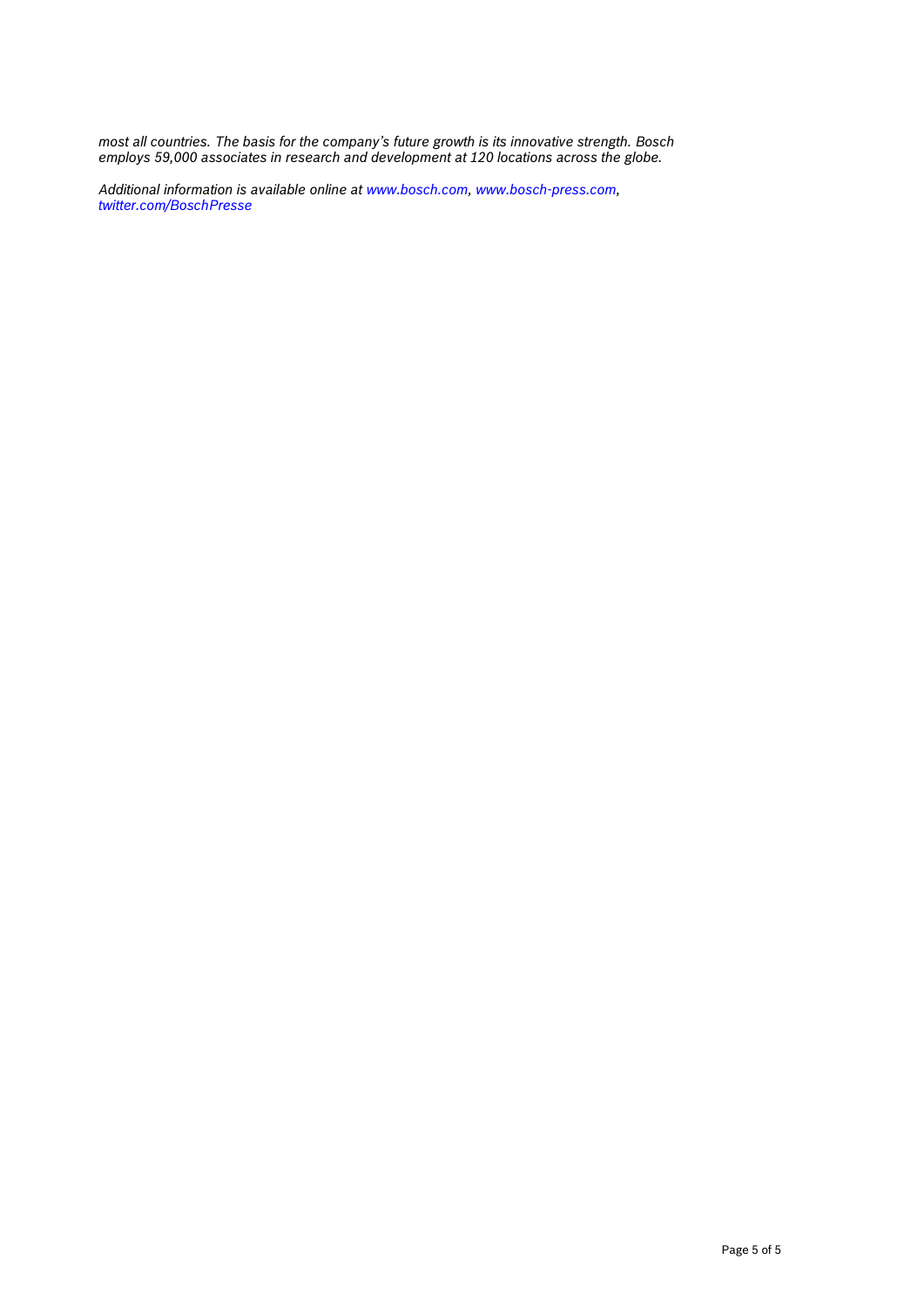*most all countries. The basis for the company's future growth is its innovative strength. Bosch employs 59,000 associates in research and development at 120 locations across the globe.*

*Additional information is available online at www.bosch.com, www.bosch-press.com, twitter.com/BoschPresse*